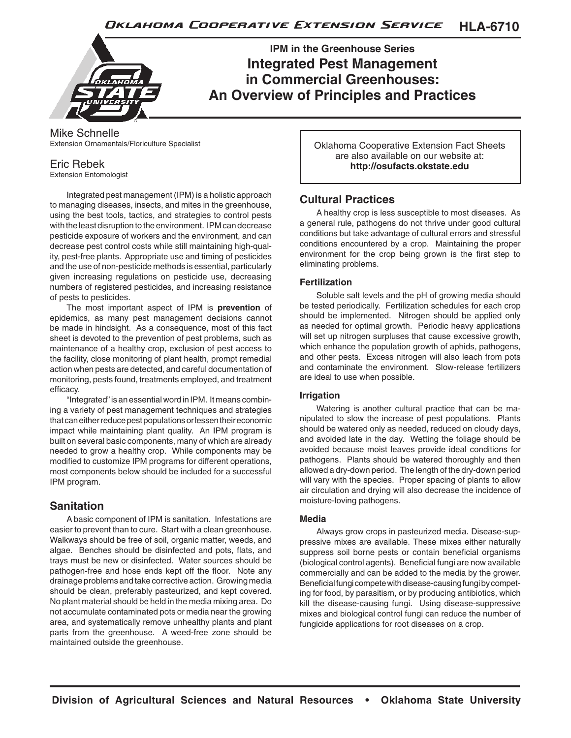Oklahoma Cooperative Extension Service HLA-6710

IPM in the Greenhouse Series

# Integrated Pest Management in Commercial Greenhouses: An Overview of Principles and Practices

Mike Schnelle
Extension Ornamentals/Floriculture Specialist

Eric Rebek
Extension Entomologist

Oklahoma Cooperative Extension Fact Sheets are also available on our website at: **http://osufacts.okstate.edu**

Integrated pest management (IPM) is a holistic approach to managing diseases, insects, and mites in the greenhouse, using the best tools, tactics, and strategies to control pests with the least disruption to the environment. IPM can decrease pesticide exposure of workers and the environment, and can decrease pest control costs while still maintaining high-quality, pest-free plants. Appropriate use and timing of pesticides and the use of non-pesticide methods is essential, particularly given increasing regulations on pesticide use, decreasing numbers of registered pesticides, and increasing resistance of pests to pesticides.

The most important aspect of IPM is **prevention** of epidemics, as many pest management decisions cannot be made in hindsight. As a consequence, most of this fact sheet is devoted to the prevention of pest problems, such as maintenance of a healthy crop, exclusion of pest access to the facility, close monitoring of plant health, prompt remedial action when pests are detected, and careful documentation of monitoring, pests found, treatments employed, and treatment efficacy.

"Integrated" is an essential word in IPM. It means combining a variety of pest management techniques and strategies that can either reduce pest populations or lessen their economic impact while maintaining plant quality. An IPM program is built on several basic components, many of which are already needed to grow a healthy crop. While components may be modified to customize IPM programs for different operations, most components below should be included for a successful IPM program.

## Sanitation

A basic component of IPM is sanitation. Infestations are easier to prevent than to cure. Start with a clean greenhouse. Walkways should be free of soil, organic matter, weeds, and algae. Benches should be disinfected and pots, flats, and trays must be new or disinfected. Water sources should be pathogen-free and hose ends kept off the floor. Note any drainage problems and take corrective action. Growing media should be clean, preferably pasteurized, and kept covered. No plant material should be held in the media mixing area. Do not accumulate contaminated pots or media near the growing area, and systematically remove unhealthy plants and plant parts from the greenhouse. A weed-free zone should be maintained outside the greenhouse.

## Cultural Practices

A healthy crop is less susceptible to most diseases. As a general rule, pathogens do not thrive under good cultural conditions but take advantage of cultural errors and stressful conditions encountered by a crop. Maintaining the proper environment for the crop being grown is the first step to eliminating problems.

### Fertilization

Soluble salt levels and the pH of growing media should be tested periodically. Fertilization schedules for each crop should be implemented. Nitrogen should be applied only as needed for optimal growth. Periodic heavy applications will set up nitrogen surpluses that cause excessive growth, which enhance the population growth of aphids, pathogens, and other pests. Excess nitrogen will also leach from pots and contaminate the environment. Slow-release fertilizers are ideal to use when possible.

### Irrigation

Watering is another cultural practice that can be manipulated to slow the increase of pest populations. Plants should be watered only as needed, reduced on cloudy days, and avoided late in the day. Wetting the foliage should be avoided because moist leaves provide ideal conditions for pathogens. Plants should be watered thoroughly and then allowed a dry-down period. The length of the dry-down period will vary with the species. Proper spacing of plants to allow air circulation and drying will also decrease the incidence of moisture-loving pathogens.

### Media

Always grow crops in pasteurized media. Disease-suppressive mixes are available. These mixes either naturally suppress soil borne pests or contain beneficial organisms (biological control agents). Beneficial fungi are now available commercially and can be added to the media by the grower. Beneficial fungi compete with disease-causing fungi by competing for food, by parasitism, or by producing antibiotics, which kill the disease-causing fungi. Using disease-suppressive mixes and biological control fungi can reduce the number of fungicide applications for root diseases on a crop.

Division of Agricultural Sciences and Natural Resources • Oklahoma State University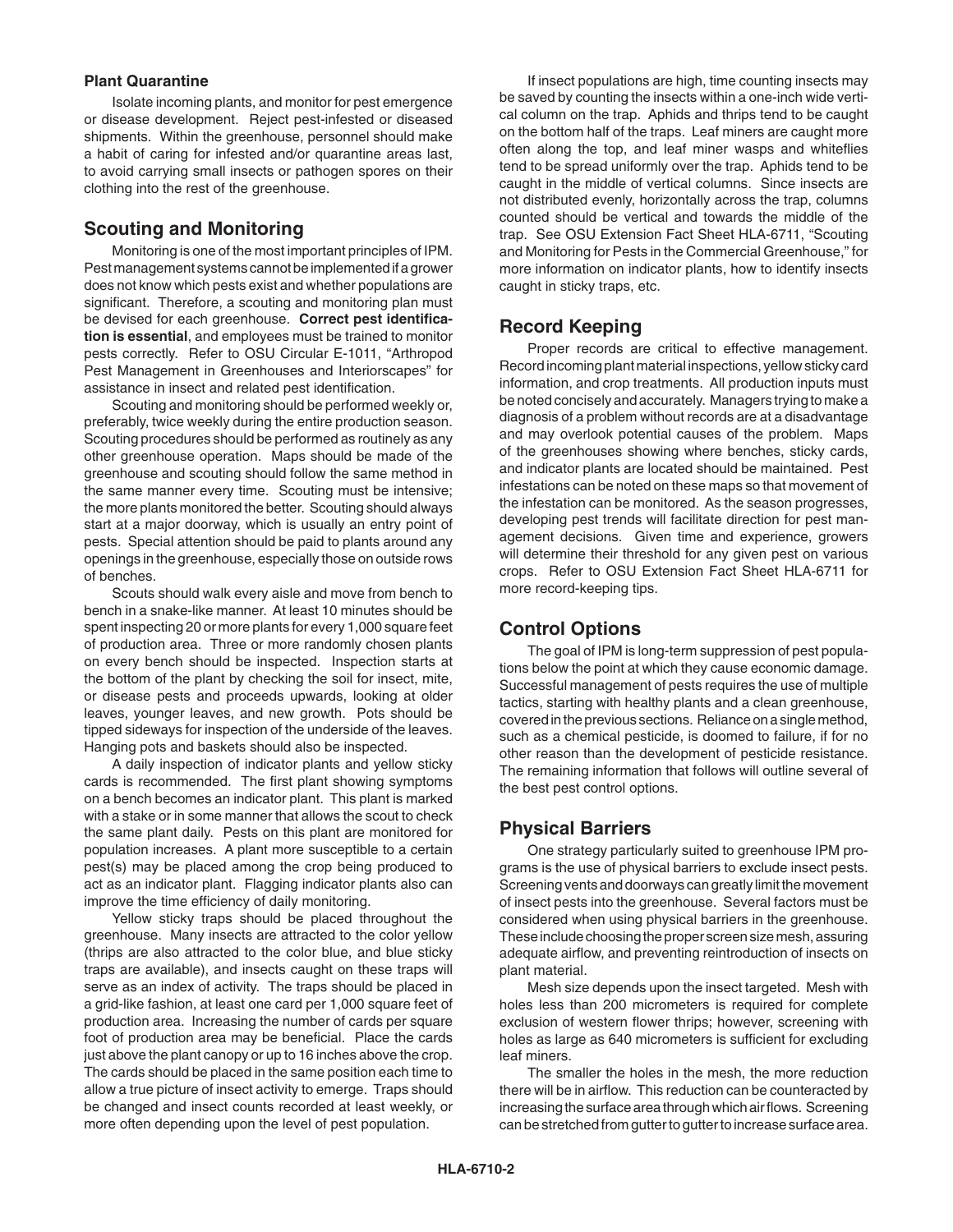**Plant Quarantine**

Isolate incoming plants, and monitor for pest emergence or disease development. Reject pest-infested or diseased shipments. Within the greenhouse, personnel should make a habit of caring for infested and/or quarantine areas last, to avoid carrying small insects or pathogen spores on their clothing into the rest of the greenhouse.

## Scouting and Monitoring

Monitoring is one of the most important principles of IPM. Pest management systems cannot be implemented if a grower does not know which pests exist and whether populations are significant. Therefore, a scouting and monitoring plan must be devised for each greenhouse. **Correct pest identification is essential**, and employees must be trained to monitor pests correctly. Refer to OSU Circular E-1011, "Arthropod Pest Management in Greenhouses and Interiorscapes" for assistance in insect and related pest identification.

Scouting and monitoring should be performed weekly or, preferably, twice weekly during the entire production season. Scouting procedures should be performed as routinely as any other greenhouse operation. Maps should be made of the greenhouse and scouting should follow the same method in the same manner every time. Scouting must be intensive; the more plants monitored the better. Scouting should always start at a major doorway, which is usually an entry point of pests. Special attention should be paid to plants around any openings in the greenhouse, especially those on outside rows of benches.

Scouts should walk every aisle and move from bench to bench in a snake-like manner. At least 10 minutes should be spent inspecting 20 or more plants for every 1,000 square feet of production area. Three or more randomly chosen plants on every bench should be inspected. Inspection starts at the bottom of the plant by checking the soil for insect, mite, or disease pests and proceeds upwards, looking at older leaves, younger leaves, and new growth. Pots should be tipped sideways for inspection of the underside of the leaves. Hanging pots and baskets should also be inspected.

A daily inspection of indicator plants and yellow sticky cards is recommended. The first plant showing symptoms on a bench becomes an indicator plant. This plant is marked with a stake or in some manner that allows the scout to check the same plant daily. Pests on this plant are monitored for population increases. A plant more susceptible to a certain pest(s) may be placed among the crop being produced to act as an indicator plant. Flagging indicator plants also can improve the time efficiency of daily monitoring.

Yellow sticky traps should be placed throughout the greenhouse. Many insects are attracted to the color yellow (thrips are also attracted to the color blue, and blue sticky traps are available), and insects caught on these traps will serve as an index of activity. The traps should be placed in a grid-like fashion, at least one card per 1,000 square feet of production area. Increasing the number of cards per square foot of production area may be beneficial. Place the cards just above the plant canopy or up to 16 inches above the crop. The cards should be placed in the same position each time to allow a true picture of insect activity to emerge. Traps should be changed and insect counts recorded at least weekly, or more often depending upon the level of pest population.

If insect populations are high, time counting insects may be saved by counting the insects within a one-inch wide vertical column on the trap. Aphids and thrips tend to be caught on the bottom half of the traps. Leaf miners are caught more often along the top, and leaf miner wasps and whiteflies tend to be spread uniformly over the trap. Aphids tend to be caught in the middle of vertical columns. Since insects are not distributed evenly, horizontally across the trap, columns counted should be vertical and towards the middle of the trap. See OSU Extension Fact Sheet HLA-6711, "Scouting and Monitoring for Pests in the Commercial Greenhouse," for more information on indicator plants, how to identify insects caught in sticky traps, etc.

## Record Keeping

Proper records are critical to effective management. Record incoming plant material inspections, yellow sticky card information, and crop treatments. All production inputs must be noted concisely and accurately. Managers trying to make a diagnosis of a problem without records are at a disadvantage and may overlook potential causes of the problem. Maps of the greenhouses showing where benches, sticky cards, and indicator plants are located should be maintained. Pest infestations can be noted on these maps so that movement of the infestation can be monitored. As the season progresses, developing pest trends will facilitate direction for pest management decisions. Given time and experience, growers will determine their threshold for any given pest on various crops. Refer to OSU Extension Fact Sheet HLA-6711 for more record-keeping tips.

## Control Options

The goal of IPM is long-term suppression of pest populations below the point at which they cause economic damage. Successful management of pests requires the use of multiple tactics, starting with healthy plants and a clean greenhouse, covered in the previous sections. Reliance on a single method, such as a chemical pesticide, is doomed to failure, if for no other reason than the development of pesticide resistance. The remaining information that follows will outline several of the best pest control options.

## Physical Barriers

One strategy particularly suited to greenhouse IPM programs is the use of physical barriers to exclude insect pests. Screening vents and doorways can greatly limit the movement of insect pests into the greenhouse. Several factors must be considered when using physical barriers in the greenhouse. These include choosing the proper screen size mesh, assuring adequate airflow, and preventing reintroduction of insects on plant material.

Mesh size depends upon the insect targeted. Mesh with holes less than 200 micrometers is required for complete exclusion of western flower thrips; however, screening with holes as large as 640 micrometers is sufficient for excluding leaf miners.

The smaller the holes in the mesh, the more reduction there will be in airflow. This reduction can be counteracted by increasing the surface area through which air flows. Screening can be stretched from gutter to gutter to increase surface area.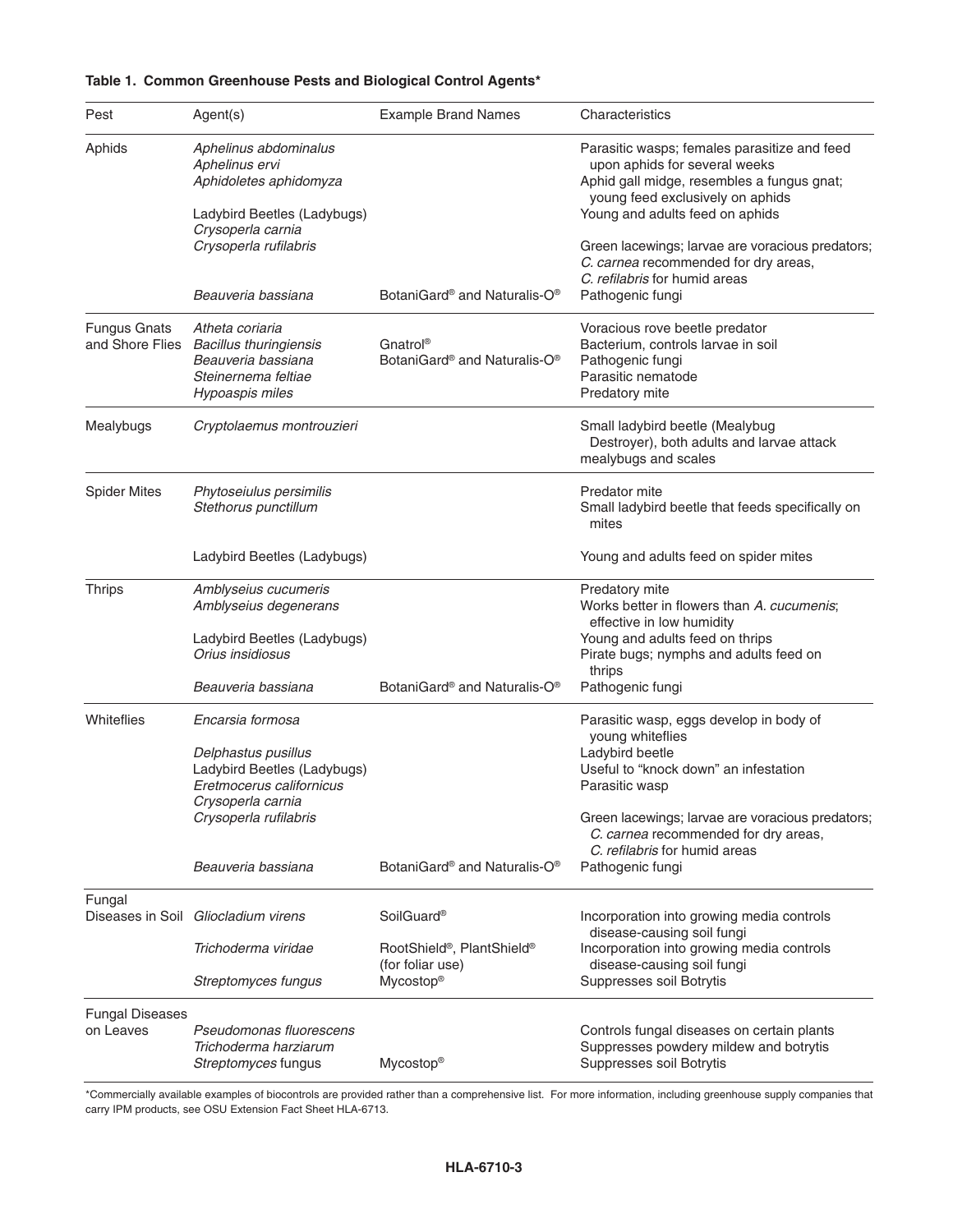**Table 1. Common Greenhouse Pests and Biological Control Agents***

| Pest | Agent(s) | Example Brand Names | Characteristics |
|---|---|---|---|
| Aphids | *Aphelinus abdominalus* *Aphelinus ervi* | | Parasitic wasps; females parasitize and feed upon aphids for several weeks |
| | *Aphidoletes aphidomyza* | | Aphid gall midge, resembles a fungus gnat; young feed exclusively on aphids |
| | Ladybird Beetles (Ladybugs) | | Young and adults feed on aphids |
| | *Crysoperla carnia* *Crysoperla rufilabris* | | Green lacewings; larvae are voracious predators; *C. carnea* recommended for dry areas, *C. refilabris* for humid areas |
| | *Beauveria bassiana* | BotaniGard® and Naturalis-O® | Pathogenic fungi |
| Fungus Gnats and Shore Flies | *Atheta coriaria* | | Voracious rove beetle predator |
| | *Bacillus thuringiensis* | Gnatrol® | Bacterium, controls larvae in soil |
| | *Beauveria bassiana* | BotaniGard® and Naturalis-O® | Pathogenic fungi |
| | *Steinernema feltiae* | | Parasitic nematode |
| | *Hypoaspis miles* | | Predatory mite |
| Mealybugs | *Cryptolaemus montrouzieri* | | Small ladybird beetle (Mealybug Destroyer), both adults and larvae attack mealybugs and scales |
| Spider Mites | *Phytoseiulus persimilis* | | Predator mite |
| | *Stethorus punctillum* | | Small ladybird beetle that feeds specifically on mites |
| | Ladybird Beetles (Ladybugs) | | Young and adults feed on spider mites |
| Thrips | *Amblyseius cucumeris* | | Predatory mite |
| | *Amblyseius degenerans* | | Works better in flowers than *A. cucumenis*; effective in low humidity |
| | Ladybird Beetles (Ladybugs) | | Young and adults feed on thrips |
| | *Orius insidiosus* | | Pirate bugs; nymphs and adults feed on thrips |
| | *Beauveria bassiana* | BotaniGard® and Naturalis-O® | Pathogenic fungi |
| Whiteflies | *Encarsia formosa* | | Parasitic wasp, eggs develop in body of young whiteflies |
| | *Delphastus pusillus* | | Ladybird beetle |
| | Ladybird Beetles (Ladybugs) | | Useful to "knock down" an infestation |
| | *Eretmocerus californicus* | | Parasitic wasp |
| | *Crysoperla carnia* *Crysoperla rufilabris* | | Green lacewings; larvae are voracious predators; *C. carnea* recommended for dry areas, *C. refilabris* for humid areas |
| | *Beauveria bassiana* | BotaniGard® and Naturalis-O® | Pathogenic fungi |
| Fungal Diseases in Soil | *Gliocladium virens* | SoilGuard® | Incorporation into growing media controls disease-causing soil fungi |
| | *Trichoderma viridae* | RootShield®, PlantShield® (for foliar use) | Incorporation into growing media controls disease-causing soil fungi |
| | *Streptomyces fungus* | Mycostop® | Suppresses soil Botrytis |
| Fungal Diseases on Leaves | *Pseudomonas fluorescens* | | Controls fungal diseases on certain plants |
| | *Trichoderma harziarum* | | Suppresses powdery mildew and botrytis |
| | *Streptomyces* fungus | Mycostop® | Suppresses soil Botrytis |

*Commercially available examples of biocontrols are provided rather than a comprehensive list. For more information, including greenhouse supply companies that carry IPM products, see OSU Extension Fact Sheet HLA-6713.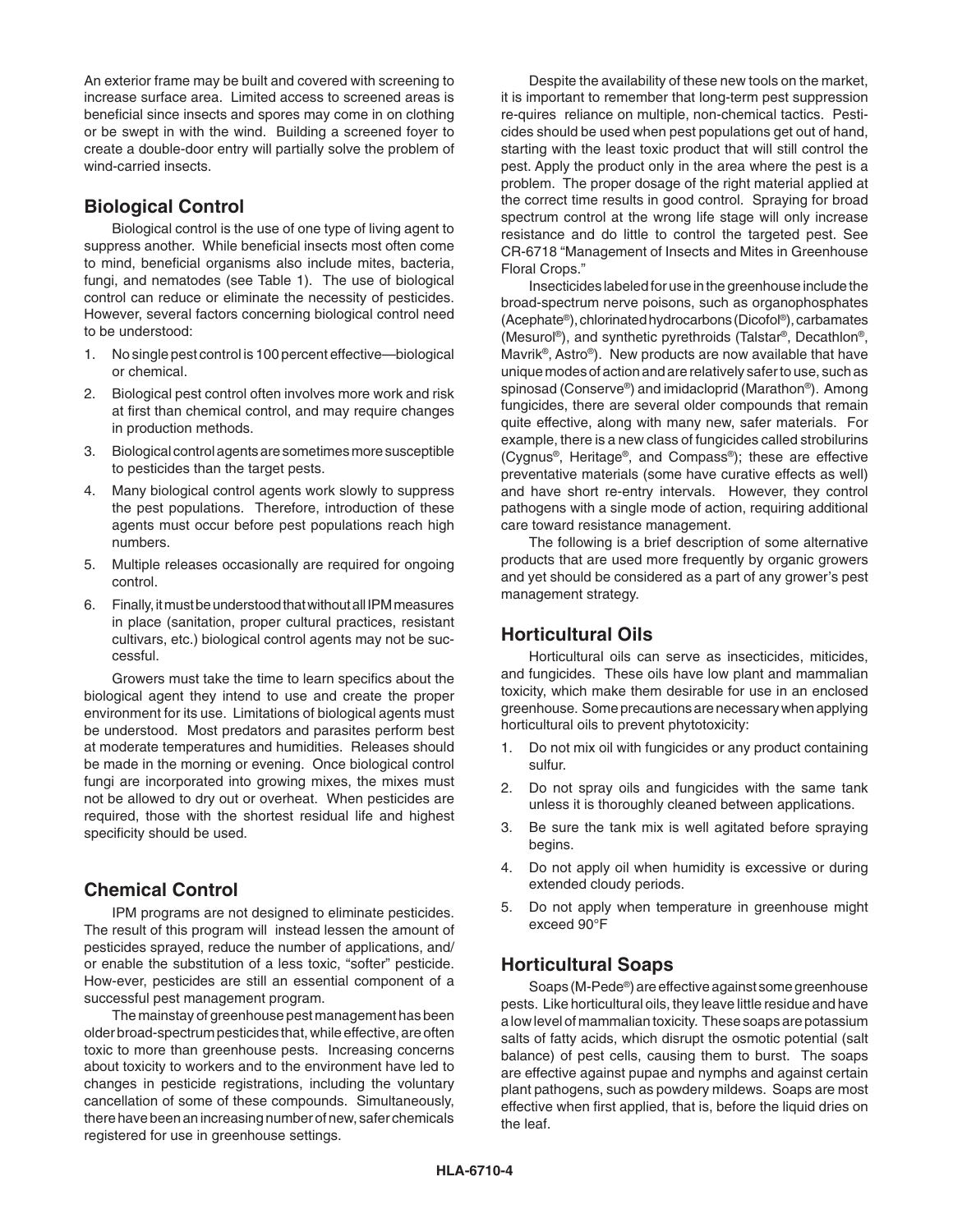An exterior frame may be built and covered with screening to increase surface area. Limited access to screened areas is beneficial since insects and spores may come in on clothing or be swept in with the wind. Building a screened foyer to create a double-door entry will partially solve the problem of wind-carried insects.

## Biological Control

Biological control is the use of one type of living agent to suppress another. While beneficial insects most often come to mind, beneficial organisms also include mites, bacteria, fungi, and nematodes (see Table 1). The use of biological control can reduce or eliminate the necessity of pesticides. However, several factors concerning biological control need to be understood:

1. No single pest control is 100 percent effective—biological or chemical.
2. Biological pest control often involves more work and risk at first than chemical control, and may require changes in production methods.
3. Biological control agents are sometimes more susceptible to pesticides than the target pests.
4. Many biological control agents work slowly to suppress the pest populations. Therefore, introduction of these agents must occur before pest populations reach high numbers.
5. Multiple releases occasionally are required for ongoing control.
6. Finally, it must be understood that without all IPM measures in place (sanitation, proper cultural practices, resistant cultivars, etc.) biological control agents may not be successful.

Growers must take the time to learn specifics about the biological agent they intend to use and create the proper environment for its use. Limitations of biological agents must be understood. Most predators and parasites perform best at moderate temperatures and humidities. Releases should be made in the morning or evening. Once biological control fungi are incorporated into growing mixes, the mixes must not be allowed to dry out or overheat. When pesticides are required, those with the shortest residual life and highest specificity should be used.

## Chemical Control

IPM programs are not designed to eliminate pesticides. The result of this program will instead lessen the amount of pesticides sprayed, reduce the number of applications, and/or enable the substitution of a less toxic, "softer" pesticide. How-ever, pesticides are still an essential component of a successful pest management program.

The mainstay of greenhouse pest management has been older broad-spectrum pesticides that, while effective, are often toxic to more than greenhouse pests. Increasing concerns about toxicity to workers and to the environment have led to changes in pesticide registrations, including the voluntary cancellation of some of these compounds. Simultaneously, there have been an increasing number of new, safer chemicals registered for use in greenhouse settings.

Despite the availability of these new tools on the market, it is important to remember that long-term pest suppression re-quires reliance on multiple, non-chemical tactics. Pesticides should be used when pest populations get out of hand, starting with the least toxic product that will still control the pest. Apply the product only in the area where the pest is a problem. The proper dosage of the right material applied at the correct time results in good control. Spraying for broad spectrum control at the wrong life stage will only increase resistance and do little to control the targeted pest. See CR-6718 "Management of Insects and Mites in Greenhouse Floral Crops."

Insecticides labeled for use in the greenhouse include the broad-spectrum nerve poisons, such as organophosphates (Acephate®), chlorinated hydrocarbons (Dicofol®), carbamates (Mesurol®), and synthetic pyrethroids (Talstar®, Decathlon®, Mavrik®, Astro®). New products are now available that have unique modes of action and are relatively safer to use, such as spinosad (Conserve®) and imidacloprid (Marathon®). Among fungicides, there are several older compounds that remain quite effective, along with many new, safer materials. For example, there is a new class of fungicides called strobilurins (Cygnus®, Heritage®, and Compass®); these are effective preventative materials (some have curative effects as well) and have short re-entry intervals. However, they control pathogens with a single mode of action, requiring additional care toward resistance management.

The following is a brief description of some alternative products that are used more frequently by organic growers and yet should be considered as a part of any grower's pest management strategy.

## Horticultural Oils

Horticultural oils can serve as insecticides, miticides, and fungicides. These oils have low plant and mammalian toxicity, which make them desirable for use in an enclosed greenhouse. Some precautions are necessary when applying horticultural oils to prevent phytotoxicity:

1. Do not mix oil with fungicides or any product containing sulfur.
2. Do not spray oils and fungicides with the same tank unless it is thoroughly cleaned between applications.
3. Be sure the tank mix is well agitated before spraying begins.
4. Do not apply oil when humidity is excessive or during extended cloudy periods.
5. Do not apply when temperature in greenhouse might exceed 90°F

## Horticultural Soaps

Soaps (M-Pede®) are effective against some greenhouse pests. Like horticultural oils, they leave little residue and have a low level of mammalian toxicity. These soaps are potassium salts of fatty acids, which disrupt the osmotic potential (salt balance) of pest cells, causing them to burst. The soaps are effective against pupae and nymphs and against certain plant pathogens, such as powdery mildews. Soaps are most effective when first applied, that is, before the liquid dries on the leaf.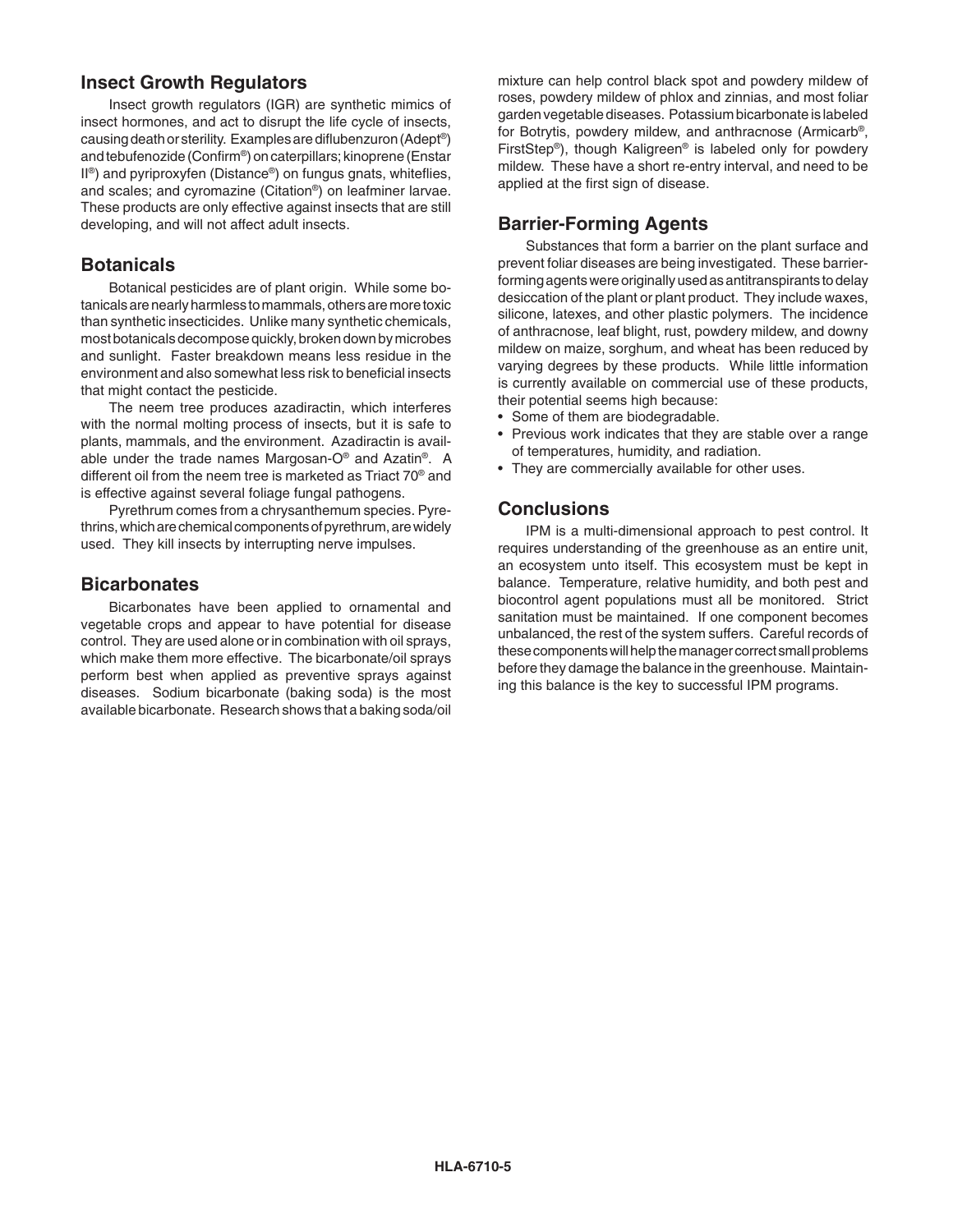## Insect Growth Regulators

Insect growth regulators (IGR) are synthetic mimics of insect hormones, and act to disrupt the life cycle of insects, causing death or sterility. Examples are diflubenzuron (Adept®) and tebufenozide (Confirm®) on caterpillars; kinoprene (Enstar II®) and pyriproxyfen (Distance®) on fungus gnats, whiteflies, and scales; and cyromazine (Citation®) on leafminer larvae. These products are only effective against insects that are still developing, and will not affect adult insects.

## Botanicals

Botanical pesticides are of plant origin. While some botanicals are nearly harmless to mammals, others are more toxic than synthetic insecticides. Unlike many synthetic chemicals, most botanicals decompose quickly, broken down by microbes and sunlight. Faster breakdown means less residue in the environment and also somewhat less risk to beneficial insects that might contact the pesticide.

The neem tree produces azadiractin, which interferes with the normal molting process of insects, but it is safe to plants, mammals, and the environment. Azadiractin is available under the trade names Margosan-O® and Azatin®. A different oil from the neem tree is marketed as Triact 70® and is effective against several foliage fungal pathogens.

Pyrethrum comes from a chrysanthemum species. Pyrethrins, which are chemical components of pyrethrum, are widely used. They kill insects by interrupting nerve impulses.

## Bicarbonates

Bicarbonates have been applied to ornamental and vegetable crops and appear to have potential for disease control. They are used alone or in combination with oil sprays, which make them more effective. The bicarbonate/oil sprays perform best when applied as preventive sprays against diseases. Sodium bicarbonate (baking soda) is the most available bicarbonate. Research shows that a baking soda/oil mixture can help control black spot and powdery mildew of roses, powdery mildew of phlox and zinnias, and most foliar garden vegetable diseases. Potassium bicarbonate is labeled for Botrytis, powdery mildew, and anthracnose (Armicarb®, FirstStep®), though Kaligreen® is labeled only for powdery mildew. These have a short re-entry interval, and need to be applied at the first sign of disease.

## Barrier-Forming Agents

Substances that form a barrier on the plant surface and prevent foliar diseases are being investigated. These barrier-forming agents were originally used as antitranspirants to delay desiccation of the plant or plant product. They include waxes, silicone, latexes, and other plastic polymers. The incidence of anthracnose, leaf blight, rust, powdery mildew, and downy mildew on maize, sorghum, and wheat has been reduced by varying degrees by these products. While little information is currently available on commercial use of these products, their potential seems high because:

- Some of them are biodegradable.
- Previous work indicates that they are stable over a range of temperatures, humidity, and radiation.
- They are commercially available for other uses.

## Conclusions

IPM is a multi-dimensional approach to pest control. It requires understanding of the greenhouse as an entire unit, an ecosystem unto itself. This ecosystem must be kept in balance. Temperature, relative humidity, and both pest and biocontrol agent populations must all be monitored. Strict sanitation must be maintained. If one component becomes unbalanced, the rest of the system suffers. Careful records of these components will help the manager correct small problems before they damage the balance in the greenhouse. Maintaining this balance is the key to successful IPM programs.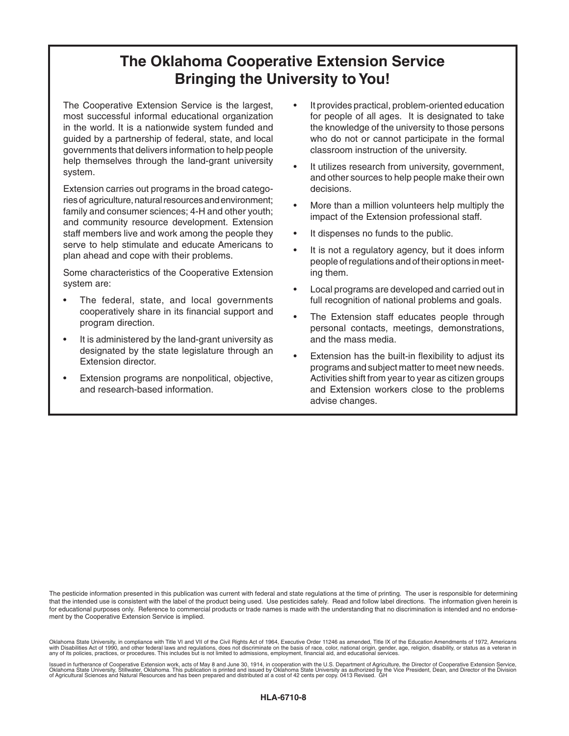# The Oklahoma Cooperative Extension Service
# Bringing the University to You!

The Cooperative Extension Service is the largest, most successful informal educational organization in the world. It is a nationwide system funded and guided by a partnership of federal, state, and local governments that delivers information to help people help themselves through the land-grant university system.

Extension carries out programs in the broad categories of agriculture, natural resources and environment; family and consumer sciences; 4-H and other youth; and community resource development. Extension staff members live and work among the people they serve to help stimulate and educate Americans to plan ahead and cope with their problems.

Some characteristics of the Cooperative Extension system are:

- The federal, state, and local governments cooperatively share in its financial support and program direction.
- It is administered by the land-grant university as designated by the state legislature through an Extension director.
- Extension programs are nonpolitical, objective, and research-based information.
- It provides practical, problem-oriented education for people of all ages. It is designated to take the knowledge of the university to those persons who do not or cannot participate in the formal classroom instruction of the university.
- It utilizes research from university, government, and other sources to help people make their own decisions.
- More than a million volunteers help multiply the impact of the Extension professional staff.
- It dispenses no funds to the public.
- It is not a regulatory agency, but it does inform people of regulations and of their options in meeting them.
- Local programs are developed and carried out in full recognition of national problems and goals.
- The Extension staff educates people through personal contacts, meetings, demonstrations, and the mass media.
- Extension has the built-in flexibility to adjust its programs and subject matter to meet new needs. Activities shift from year to year as citizen groups and Extension workers close to the problems advise changes.

The pesticide information presented in this publication was current with federal and state regulations at the time of printing. The user is responsible for determining that the intended use is consistent with the label of the product being used. Use pesticides safely. Read and follow label directions. The information given herein is for educational purposes only. Reference to commercial products or trade names is made with the understanding that no discrimination is intended and no endorsement by the Cooperative Extension Service is implied.

Oklahoma State University, in compliance with Title VI and VII of the Civil Rights Act of 1964, Executive Order 11246 as amended, Title IX of the Education Amendments of 1972, Americans with Disabilities Act of 1990, and other federal laws and regulations, does not discriminate on the basis of race, color, national origin, gender, age, religion, disability, or status as a veteran in any of its policies, practices, or procedures. This includes but is not limited to admissions, employment, financial aid, and educational services.

Issued in furtherance of Cooperative Extension work, acts of May 8 and June 30, 1914, in cooperation with the U.S. Department of Agriculture, the Director of Cooperative Extension Service, Oklahoma State University, Stillwater, Oklahoma. This publication is printed and issued by Oklahoma State University as authorized by the Vice President, Dean, and Director of the Division of Agricultural Sciences and Natural Resources and has been prepared and distributed at a cost of 42 cents per copy. 0413 Revised. GH

**HLA-6710-8**